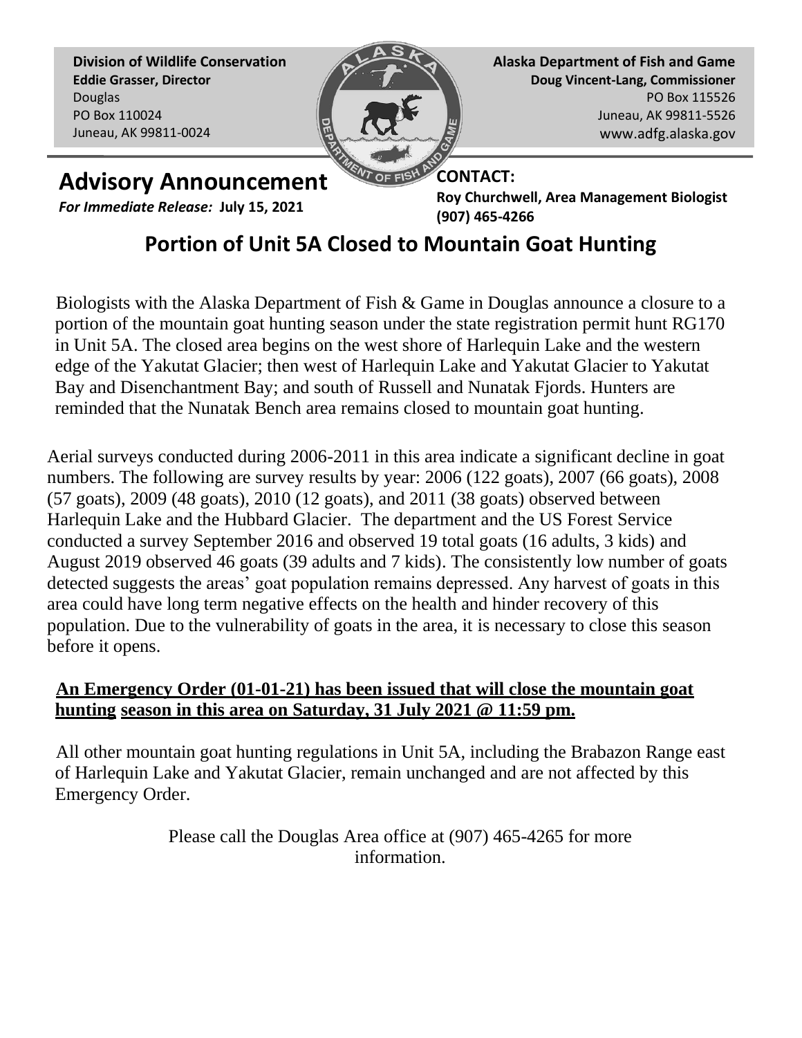**Division of Wildlife Conservation**
**Eddie Grasser, Director**
Douglas
PO Box 110024
Juneau, AK 99811-0024

**Alaska Department of Fish and Game**
**Doug Vincent-Lang, Commissioner**
PO Box 115526
Juneau, AK 99811-5526
www.adfg.alaska.gov

# Advisory Announcement

***For Immediate Release:*** **July 15, 2021**

**CONTACT:**
**Roy Churchwell, Area Management Biologist**
**(907) 465-4266**

## Portion of Unit 5A Closed to Mountain Goat Hunting

Biologists with the Alaska Department of Fish & Game in Douglas announce a closure to a portion of the mountain goat hunting season under the state registration permit hunt RG170 in Unit 5A. The closed area begins on the west shore of Harlequin Lake and the western edge of the Yakutat Glacier; then west of Harlequin Lake and Yakutat Glacier to Yakutat Bay and Disenchantment Bay; and south of Russell and Nunatak Fjords. Hunters are reminded that the Nunatak Bench area remains closed to mountain goat hunting.

Aerial surveys conducted during 2006-2011 in this area indicate a significant decline in goat numbers. The following are survey results by year: 2006 (122 goats), 2007 (66 goats), 2008 (57 goats), 2009 (48 goats), 2010 (12 goats), and 2011 (38 goats) observed between Harlequin Lake and the Hubbard Glacier. The department and the US Forest Service conducted a survey September 2016 and observed 19 total goats (16 adults, 3 kids) and August 2019 observed 46 goats (39 adults and 7 kids). The consistently low number of goats detected suggests the areas' goat population remains depressed. Any harvest of goats in this area could have long term negative effects on the health and hinder recovery of this population. Due to the vulnerability of goats in the area, it is necessary to close this season before it opens.

**An Emergency Order (01-01-21) has been issued that will close the mountain goat hunting season in this area on Saturday, 31 July 2021 @ 11:59 pm.**

All other mountain goat hunting regulations in Unit 5A, including the Brabazon Range east of Harlequin Lake and Yakutat Glacier, remain unchanged and are not affected by this Emergency Order.

Please call the Douglas Area office at (907) 465-4265 for more information.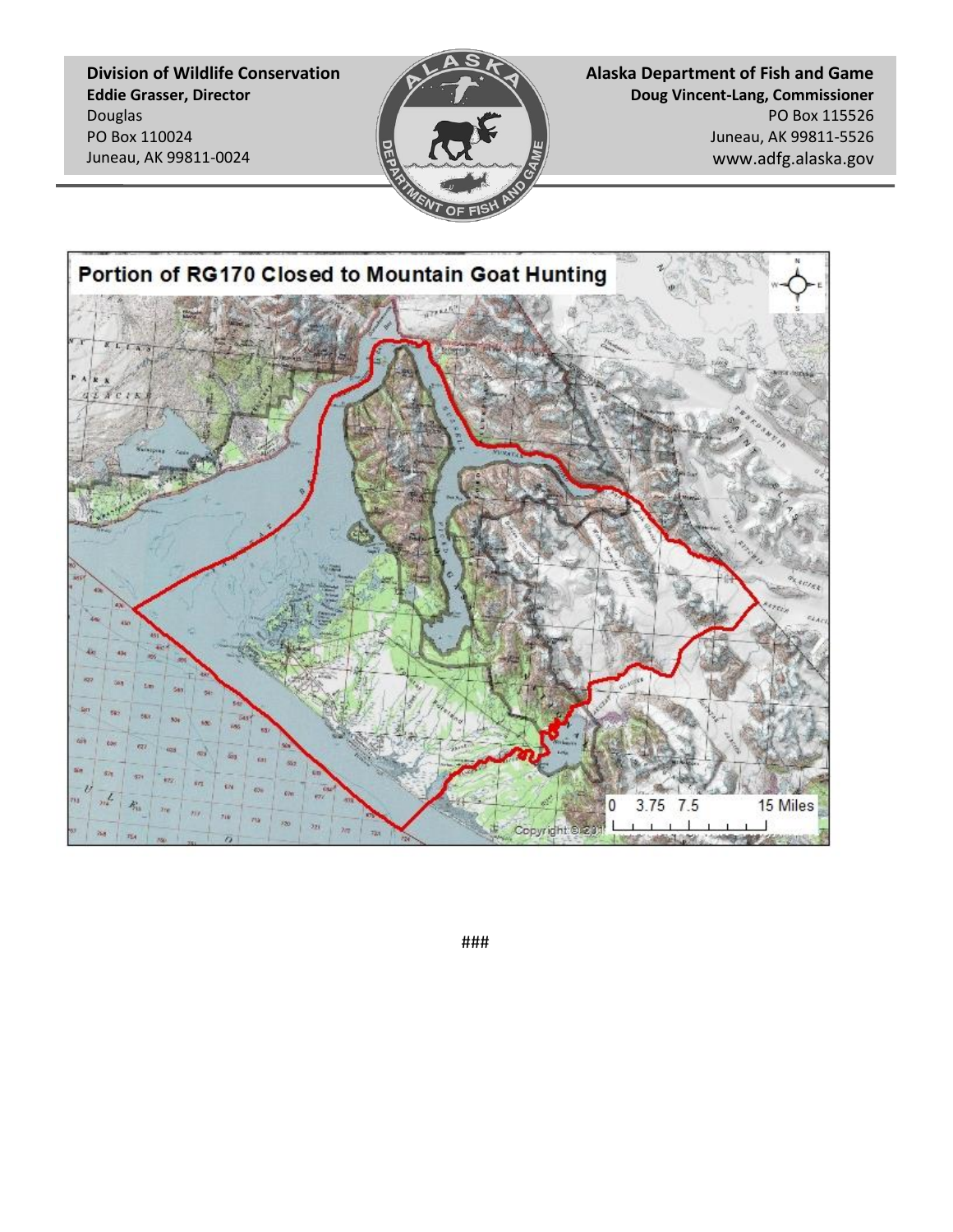Portion of RG170 Closed to Mountain Goat Hunting

0 3.75 7.5 15 Miles

###